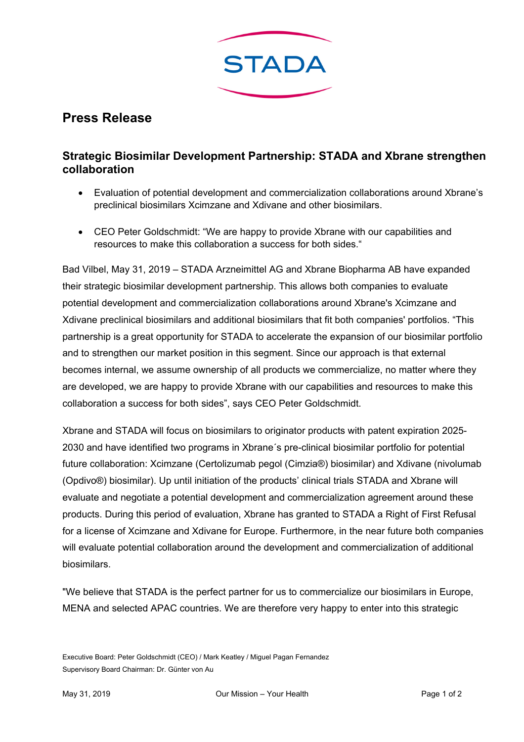# Press Release

## Strategic Biosimilar Development Partnership: STADA and Xbrane strengthen collaboration

- Evaluation of potential development and commercialization collaborations around Xbrane's preclinical biosimilars Xcimzane and Xdivane and other biosimilars.
- CEO Peter Goldschmidt: "We are happy to provide Xbrane with our capabilities and resources to make this collaboration a success for both sides."

Bad Vilbel, May 31, 2019 – STADA Arzneimittel AG and Xbrane Biopharma AB have expanded their strategic biosimilar development partnership. This allows both companies to evaluate potential development and commercialization collaborations around Xbrane's Xcimzane and Xdivane preclinical biosimilars and additional biosimilars that fit both companies' portfolios. "This partnership is a great opportunity for STADA to accelerate the expansion of our biosimilar portfolio and to strengthen our market position in this segment. Since our approach is that external becomes internal, we assume ownership of all products we commercialize, no matter where they are developed, we are happy to provide Xbrane with our capabilities and resources to make this collaboration a success for both sides", says CEO Peter Goldschmidt.

Xbrane and STADA will focus on biosimilars to originator products with patent expiration 2025-2030 and have identified two programs in Xbrane´s pre-clinical biosimilar portfolio for potential future collaboration: Xcimzane (Certolizumab pegol (Cimzia®) biosimilar) and Xdivane (nivolumab (Opdivo®) biosimilar). Up until initiation of the products' clinical trials STADA and Xbrane will evaluate and negotiate a potential development and commercialization agreement around these products. During this period of evaluation, Xbrane has granted to STADA a Right of First Refusal for a license of Xcimzane and Xdivane for Europe. Furthermore, in the near future both companies will evaluate potential collaboration around the development and commercialization of additional biosimilars.

"We believe that STADA is the perfect partner for us to commercialize our biosimilars in Europe, MENA and selected APAC countries. We are therefore very happy to enter into this strategic

Executive Board: Peter Goldschmidt (CEO) / Mark Keatley / Miguel Pagan Fernandez
Supervisory Board Chairman: Dr. Günter von Au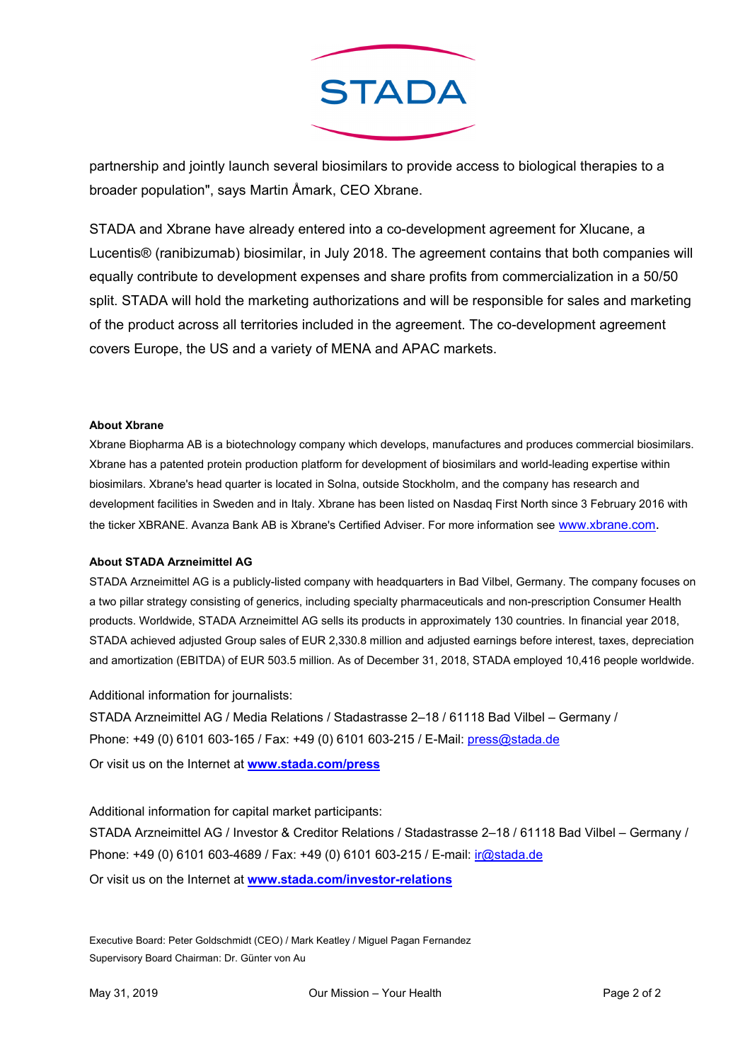partnership and jointly launch several biosimilars to provide access to biological therapies to a broader population", says Martin Åmark, CEO Xbrane.

STADA and Xbrane have already entered into a co-development agreement for Xlucane, a Lucentis® (ranibizumab) biosimilar, in July 2018. The agreement contains that both companies will equally contribute to development expenses and share profits from commercialization in a 50/50 split. STADA will hold the marketing authorizations and will be responsible for sales and marketing of the product across all territories included in the agreement. The co-development agreement covers Europe, the US and a variety of MENA and APAC markets.

**About Xbrane**

Xbrane Biopharma AB is a biotechnology company which develops, manufactures and produces commercial biosimilars. Xbrane has a patented protein production platform for development of biosimilars and world-leading expertise within biosimilars. Xbrane's head quarter is located in Solna, outside Stockholm, and the company has research and development facilities in Sweden and in Italy. Xbrane has been listed on Nasdaq First North since 3 February 2016 with the ticker XBRANE. Avanza Bank AB is Xbrane's Certified Adviser. For more information see www.xbrane.com.

**About STADA Arzneimittel AG**

STADA Arzneimittel AG is a publicly-listed company with headquarters in Bad Vilbel, Germany. The company focuses on a two pillar strategy consisting of generics, including specialty pharmaceuticals and non-prescription Consumer Health products. Worldwide, STADA Arzneimittel AG sells its products in approximately 130 countries. In financial year 2018, STADA achieved adjusted Group sales of EUR 2,330.8 million and adjusted earnings before interest, taxes, depreciation and amortization (EBITDA) of EUR 503.5 million. As of December 31, 2018, STADA employed 10,416 people worldwide.

Additional information for journalists:
STADA Arzneimittel AG / Media Relations / Stadastrasse 2–18 / 61118 Bad Vilbel – Germany /
Phone: +49 (0) 6101 603-165 / Fax: +49 (0) 6101 603-215 / E-Mail: press@stada.de
Or visit us on the Internet at **www.stada.com/press**

Additional information for capital market participants:
STADA Arzneimittel AG / Investor & Creditor Relations / Stadastrasse 2–18 / 61118 Bad Vilbel – Germany /
Phone: +49 (0) 6101 603-4689 / Fax: +49 (0) 6101 603-215 / E-mail: ir@stada.de
Or visit us on the Internet at **www.stada.com/investor-relations**

Executive Board: Peter Goldschmidt (CEO) / Mark Keatley / Miguel Pagan Fernandez
Supervisory Board Chairman: Dr. Günter von Au

May 31, 2019 Our Mission – Your Health